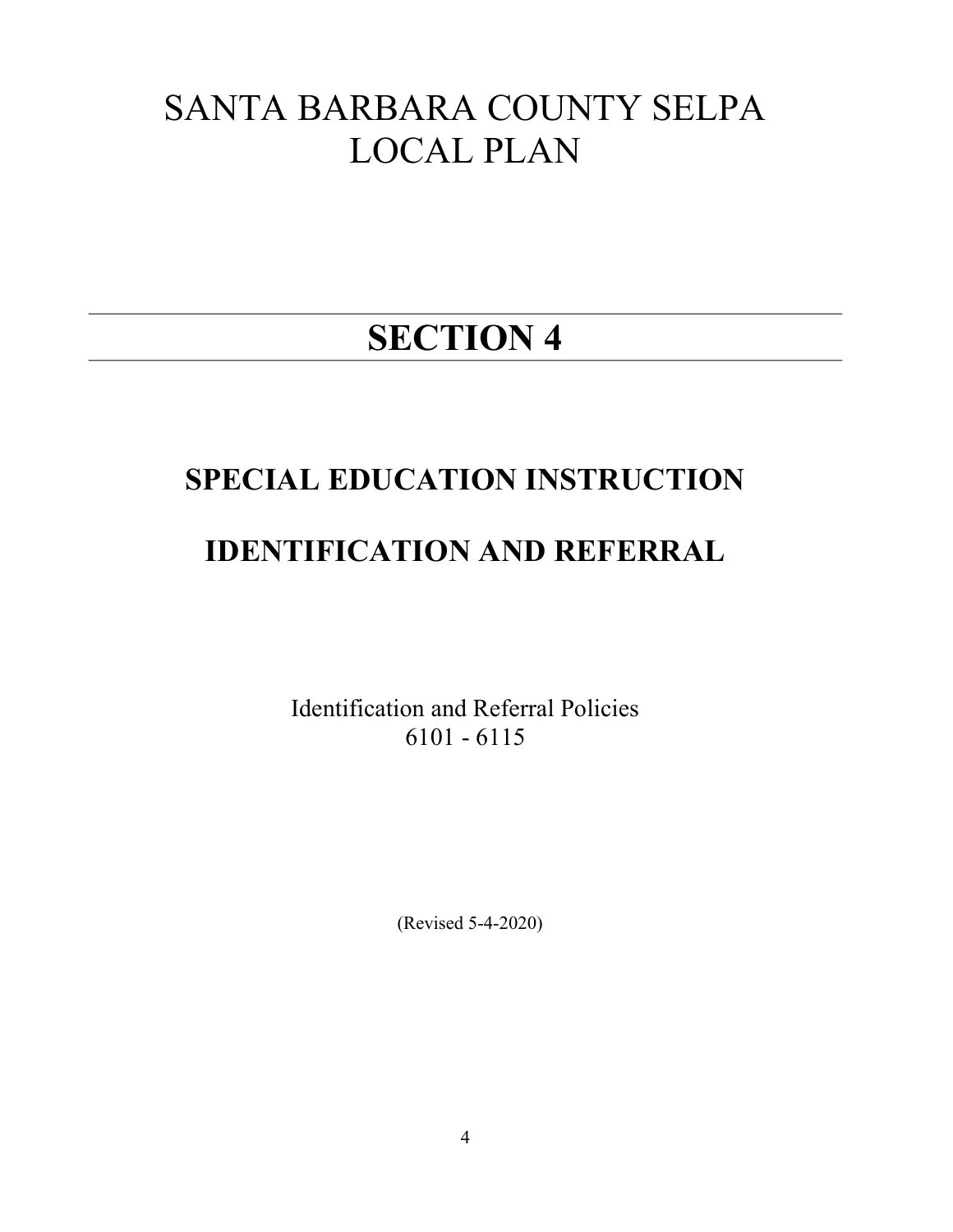# SANTA BARBARA COUNTY SELPA LOCAL PLAN

# SECTION 4

## SPECIAL EDUCATION INSTRUCTION

## IDENTIFICATION AND REFERRAL

Identification and Referral Policies
6101 - 6115

(Revised 5-4-2020)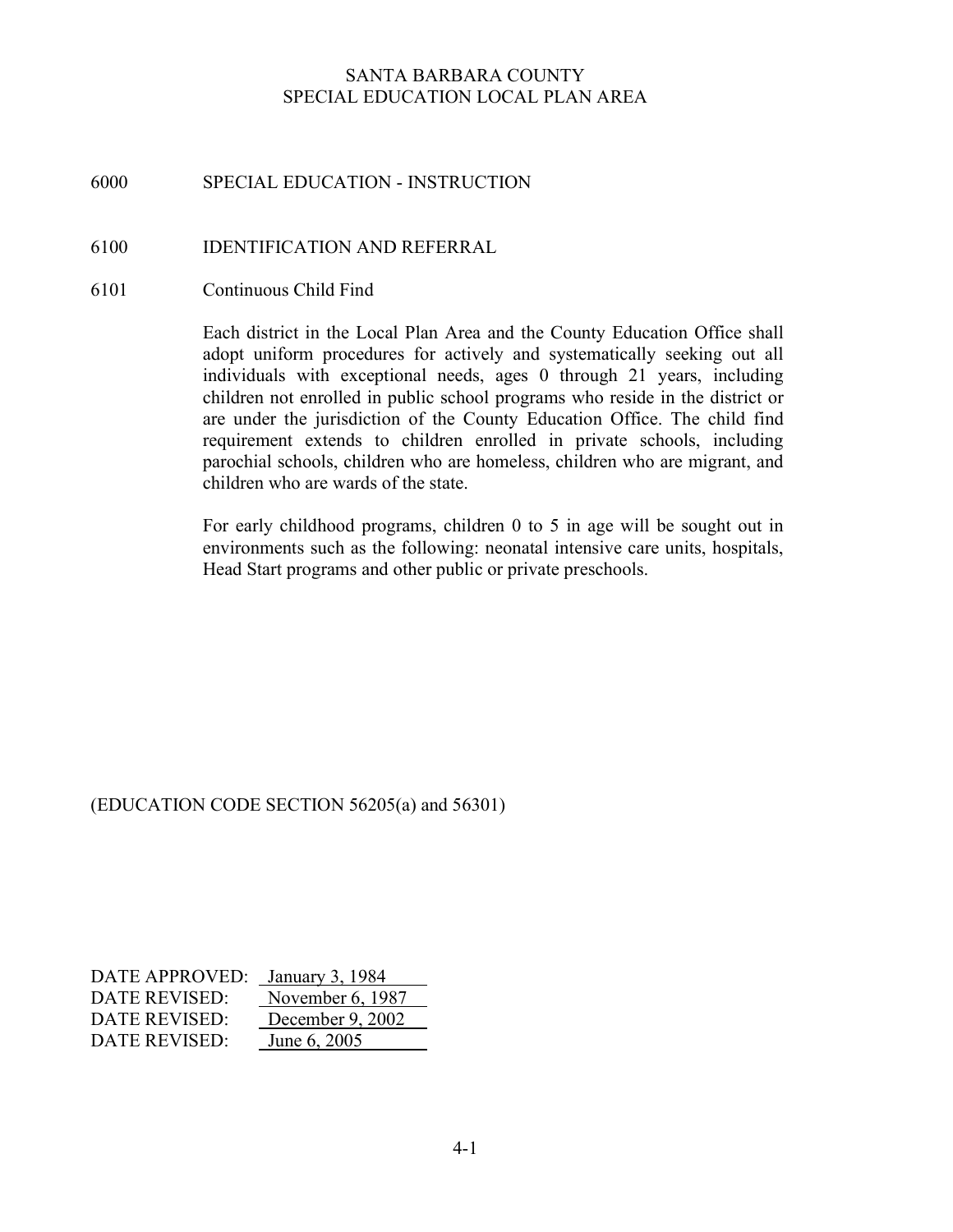SANTA BARBARA COUNTY
SPECIAL EDUCATION LOCAL PLAN AREA

# 6000 SPECIAL EDUCATION - INSTRUCTION

## 6100 IDENTIFICATION AND REFERRAL

### 6101 Continuous Child Find

Each district in the Local Plan Area and the County Education Office shall adopt uniform procedures for actively and systematically seeking out all individuals with exceptional needs, ages 0 through 21 years, including children not enrolled in public school programs who reside in the district or are under the jurisdiction of the County Education Office. The child find requirement extends to children enrolled in private schools, including parochial schools, children who are homeless, children who are migrant, and children who are wards of the state.

For early childhood programs, children 0 to 5 in age will be sought out in environments such as the following: neonatal intensive care units, hospitals, Head Start programs and other public or private preschools.

(EDUCATION CODE SECTION 56205(a) and 56301)

DATE APPROVED: January 3, 1984
DATE REVISED: November 6, 1987
DATE REVISED: December 9, 2002
DATE REVISED: June 6, 2005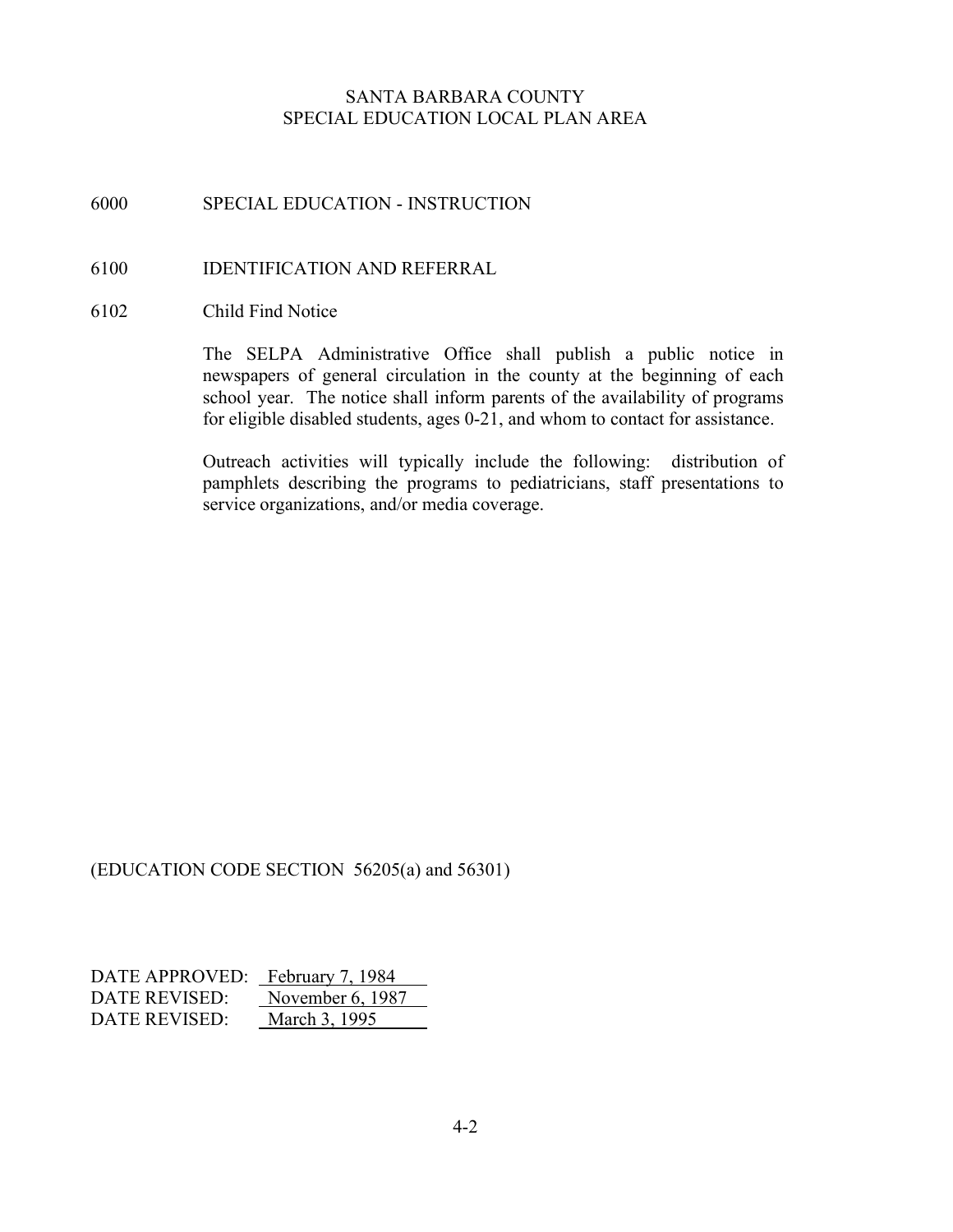SANTA BARBARA COUNTY
SPECIAL EDUCATION LOCAL PLAN AREA

# 6000 SPECIAL EDUCATION - INSTRUCTION

## 6100 IDENTIFICATION AND REFERRAL

### 6102 Child Find Notice

The SELPA Administrative Office shall publish a public notice in newspapers of general circulation in the county at the beginning of each school year. The notice shall inform parents of the availability of programs for eligible disabled students, ages 0-21, and whom to contact for assistance.

Outreach activities will typically include the following: distribution of pamphlets describing the programs to pediatricians, staff presentations to service organizations, and/or media coverage.

(EDUCATION CODE SECTION 56205(a) and 56301)

DATE APPROVED: February 7, 1984
DATE REVISED: November 6, 1987
DATE REVISED: March 3, 1995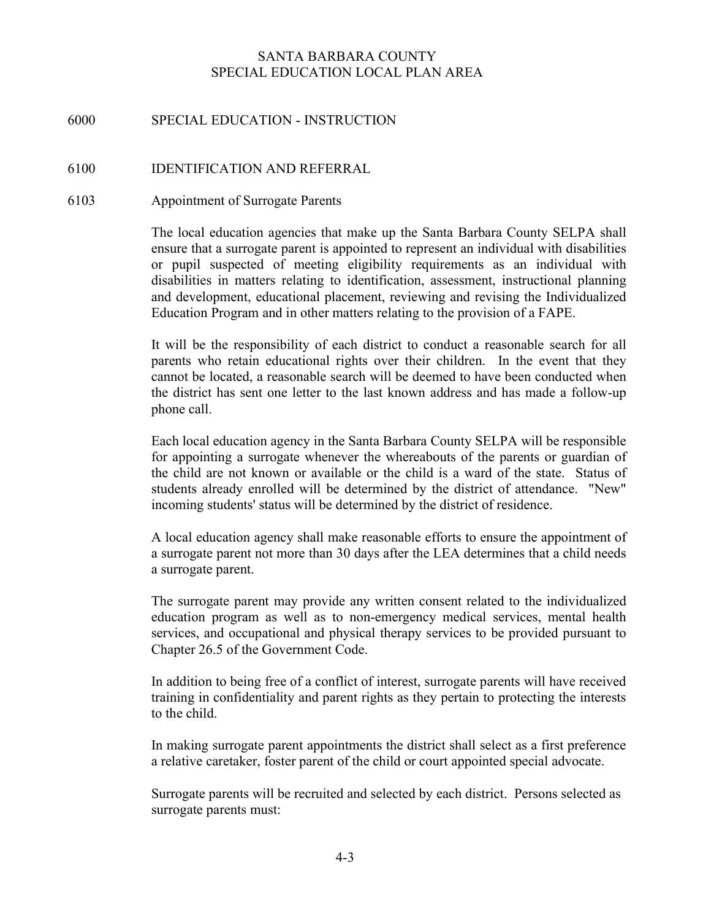# SANTA BARBARA COUNTY
# SPECIAL EDUCATION LOCAL PLAN AREA

## 6000 SPECIAL EDUCATION - INSTRUCTION

## 6100 IDENTIFICATION AND REFERRAL

### 6103 Appointment of Surrogate Parents

The local education agencies that make up the Santa Barbara County SELPA shall ensure that a surrogate parent is appointed to represent an individual with disabilities or pupil suspected of meeting eligibility requirements as an individual with disabilities in matters relating to identification, assessment, instructional planning and development, educational placement, reviewing and revising the Individualized Education Program and in other matters relating to the provision of a FAPE.

It will be the responsibility of each district to conduct a reasonable search for all parents who retain educational rights over their children. In the event that they cannot be located, a reasonable search will be deemed to have been conducted when the district has sent one letter to the last known address and has made a follow-up phone call.

Each local education agency in the Santa Barbara County SELPA will be responsible for appointing a surrogate whenever the whereabouts of the parents or guardian of the child are not known or available or the child is a ward of the state. Status of students already enrolled will be determined by the district of attendance. "New" incoming students' status will be determined by the district of residence.

A local education agency shall make reasonable efforts to ensure the appointment of a surrogate parent not more than 30 days after the LEA determines that a child needs a surrogate parent.

The surrogate parent may provide any written consent related to the individualized education program as well as to non-emergency medical services, mental health services, and occupational and physical therapy services to be provided pursuant to Chapter 26.5 of the Government Code.

In addition to being free of a conflict of interest, surrogate parents will have received training in confidentiality and parent rights as they pertain to protecting the interests to the child.

In making surrogate parent appointments the district shall select as a first preference a relative caretaker, foster parent of the child or court appointed special advocate.

Surrogate parents will be recruited and selected by each district. Persons selected as surrogate parents must: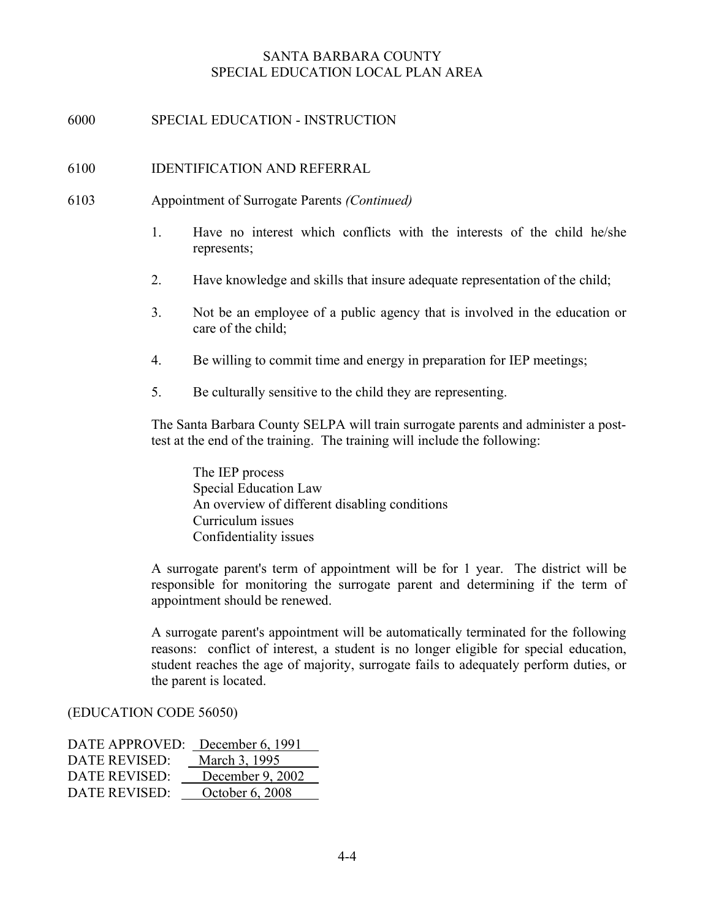SANTA BARBARA COUNTY
SPECIAL EDUCATION LOCAL PLAN AREA

## 6000 SPECIAL EDUCATION - INSTRUCTION

## 6100 IDENTIFICATION AND REFERRAL

### 6103 Appointment of Surrogate Parents *(Continued)*

1. Have no interest which conflicts with the interests of the child he/she represents;
2. Have knowledge and skills that insure adequate representation of the child;
3. Not be an employee of a public agency that is involved in the education or care of the child;
4. Be willing to commit time and energy in preparation for IEP meetings;
5. Be culturally sensitive to the child they are representing.

The Santa Barbara County SELPA will train surrogate parents and administer a post-test at the end of the training. The training will include the following:

The IEP process
Special Education Law
An overview of different disabling conditions
Curriculum issues
Confidentiality issues

A surrogate parent's term of appointment will be for 1 year. The district will be responsible for monitoring the surrogate parent and determining if the term of appointment should be renewed.

A surrogate parent's appointment will be automatically terminated for the following reasons: conflict of interest, a student is no longer eligible for special education, student reaches the age of majority, surrogate fails to adequately perform duties, or the parent is located.

(EDUCATION CODE 56050)

DATE APPROVED: December 6, 1991
DATE REVISED: March 3, 1995
DATE REVISED: December 9, 2002
DATE REVISED: October 6, 2008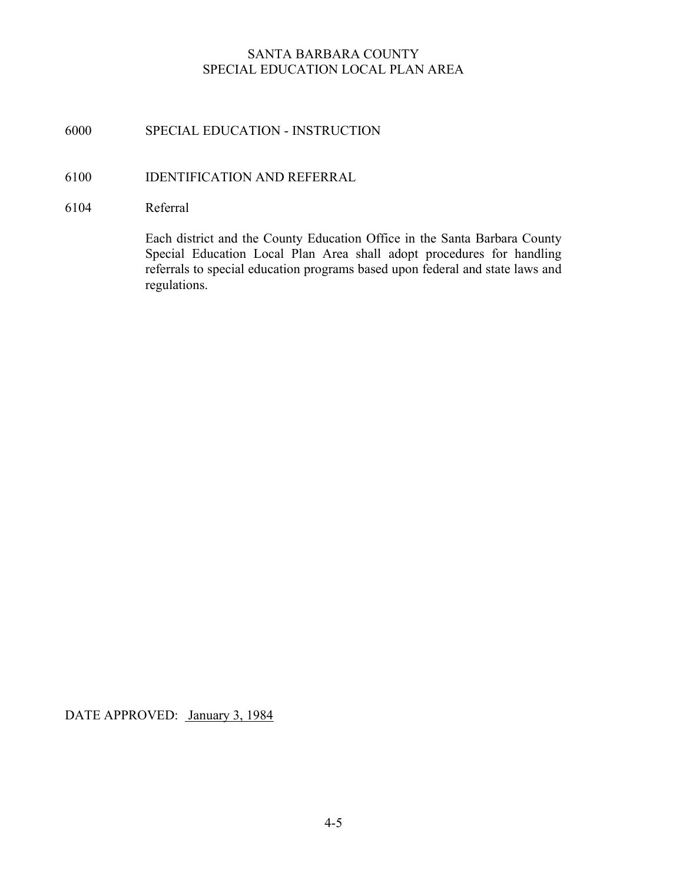SANTA BARBARA COUNTY
SPECIAL EDUCATION LOCAL PLAN AREA

# 6000 SPECIAL EDUCATION - INSTRUCTION

## 6100 IDENTIFICATION AND REFERRAL

### 6104 Referral

Each district and the County Education Office in the Santa Barbara County Special Education Local Plan Area shall adopt procedures for handling referrals to special education programs based upon federal and state laws and regulations.

DATE APPROVED: January 3, 1984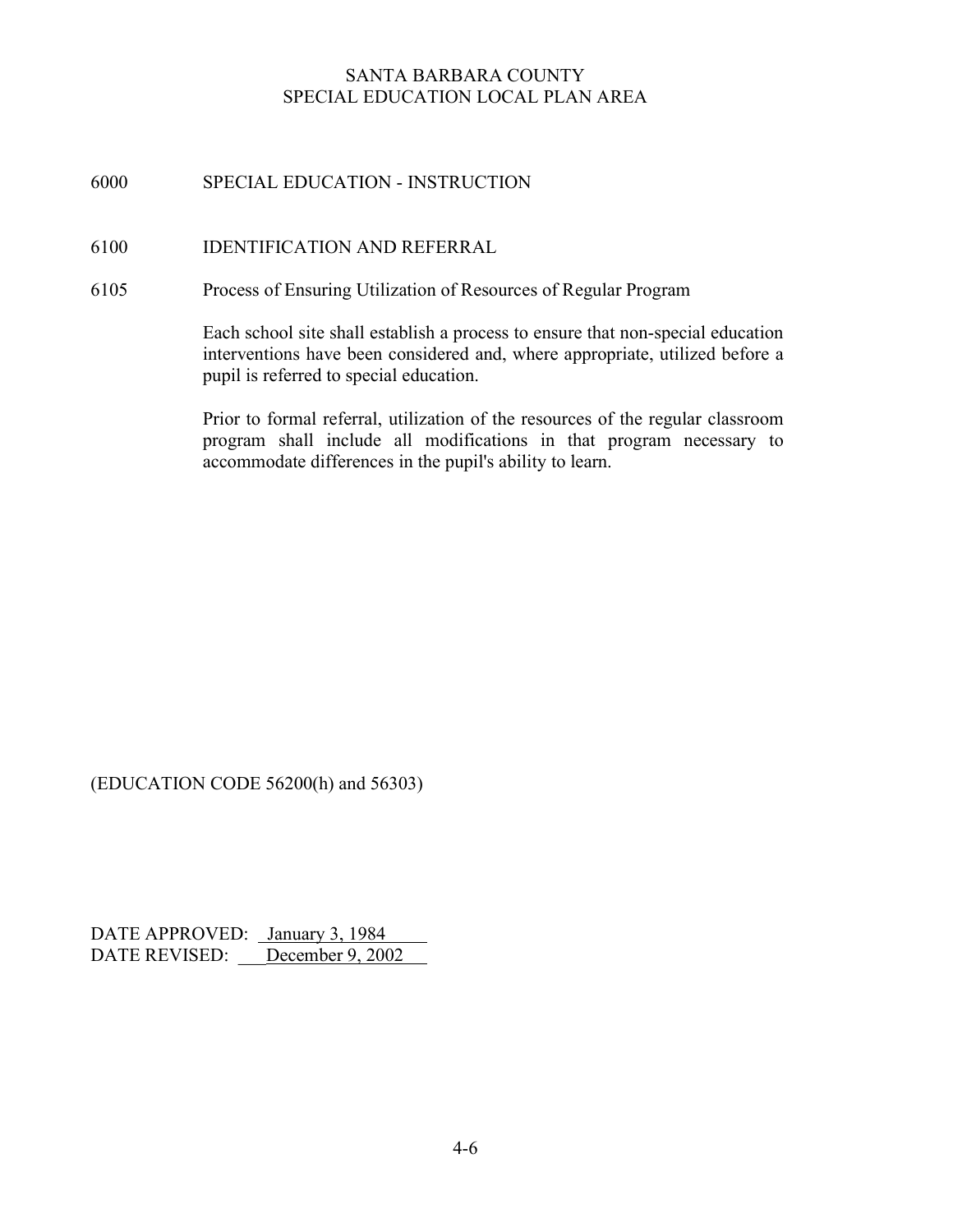SANTA BARBARA COUNTY
SPECIAL EDUCATION LOCAL PLAN AREA

# 6000 SPECIAL EDUCATION - INSTRUCTION

## 6100 IDENTIFICATION AND REFERRAL

### 6105 Process of Ensuring Utilization of Resources of Regular Program

Each school site shall establish a process to ensure that non-special education interventions have been considered and, where appropriate, utilized before a pupil is referred to special education.

Prior to formal referral, utilization of the resources of the regular classroom program shall include all modifications in that program necessary to accommodate differences in the pupil's ability to learn.

(EDUCATION CODE 56200(h) and 56303)

DATE APPROVED: January 3, 1984
DATE REVISED: December 9, 2002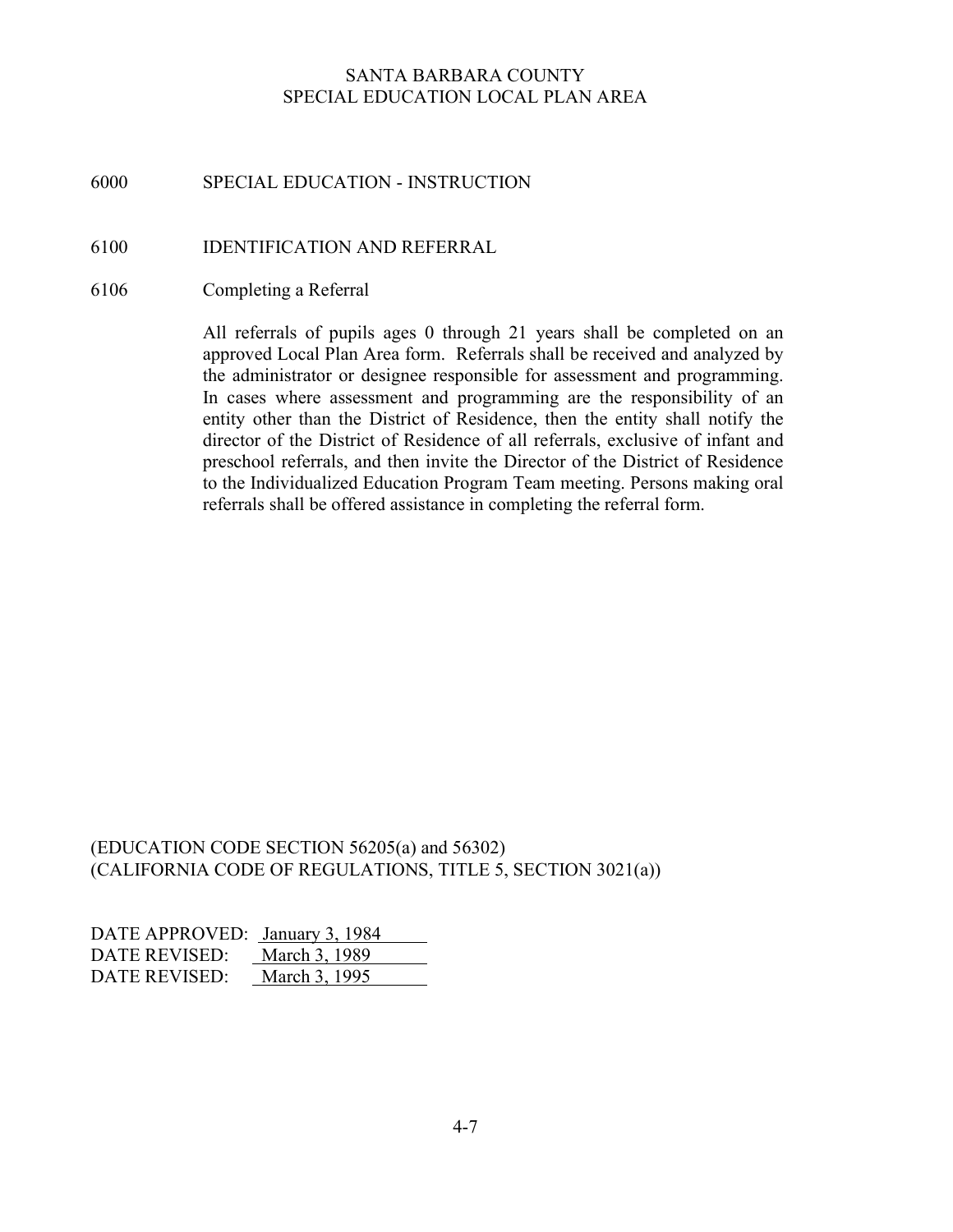SANTA BARBARA COUNTY
SPECIAL EDUCATION LOCAL PLAN AREA

# 6000 SPECIAL EDUCATION - INSTRUCTION

## 6100 IDENTIFICATION AND REFERRAL

### 6106 Completing a Referral

All referrals of pupils ages 0 through 21 years shall be completed on an approved Local Plan Area form. Referrals shall be received and analyzed by the administrator or designee responsible for assessment and programming. In cases where assessment and programming are the responsibility of an entity other than the District of Residence, then the entity shall notify the director of the District of Residence of all referrals, exclusive of infant and preschool referrals, and then invite the Director of the District of Residence to the Individualized Education Program Team meeting. Persons making oral referrals shall be offered assistance in completing the referral form.

(EDUCATION CODE SECTION 56205(a) and 56302)
(CALIFORNIA CODE OF REGULATIONS, TITLE 5, SECTION 3021(a))

DATE APPROVED: January 3, 1984
DATE REVISED: March 3, 1989
DATE REVISED: March 3, 1995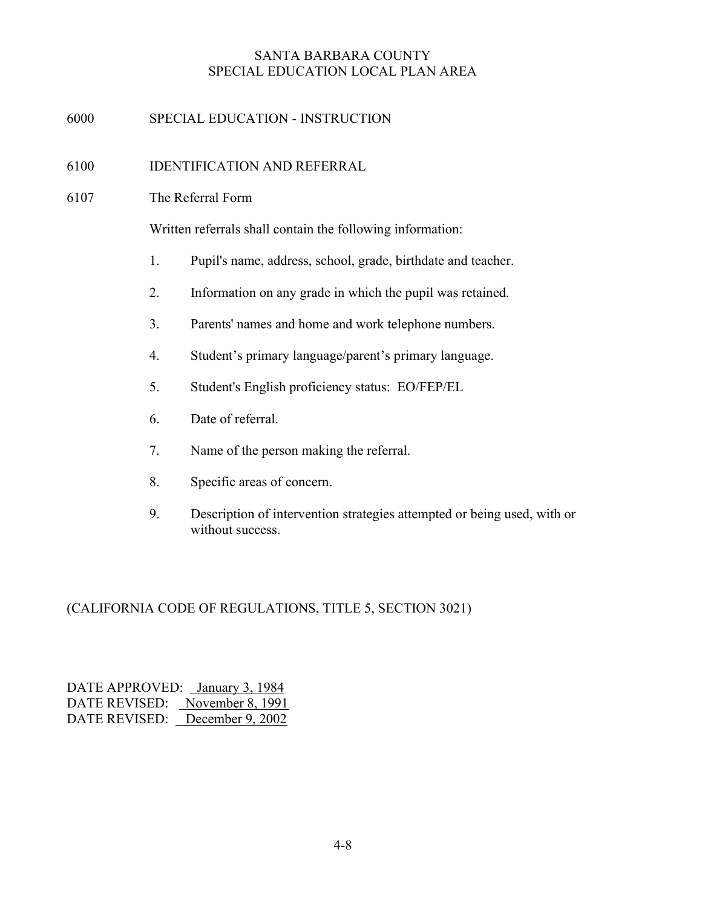SANTA BARBARA COUNTY
SPECIAL EDUCATION LOCAL PLAN AREA

# 6000 SPECIAL EDUCATION - INSTRUCTION

## 6100 IDENTIFICATION AND REFERRAL

### 6107 The Referral Form

Written referrals shall contain the following information:

1. Pupil's name, address, school, grade, birthdate and teacher.
2. Information on any grade in which the pupil was retained.
3. Parents' names and home and work telephone numbers.
4. Student's primary language/parent's primary language.
5. Student's English proficiency status: EO/FEP/EL
6. Date of referral.
7. Name of the person making the referral.
8. Specific areas of concern.
9. Description of intervention strategies attempted or being used, with or without success.

(CALIFORNIA CODE OF REGULATIONS, TITLE 5, SECTION 3021)

DATE APPROVED: January 3, 1984
DATE REVISED: November 8, 1991
DATE REVISED: December 9, 2002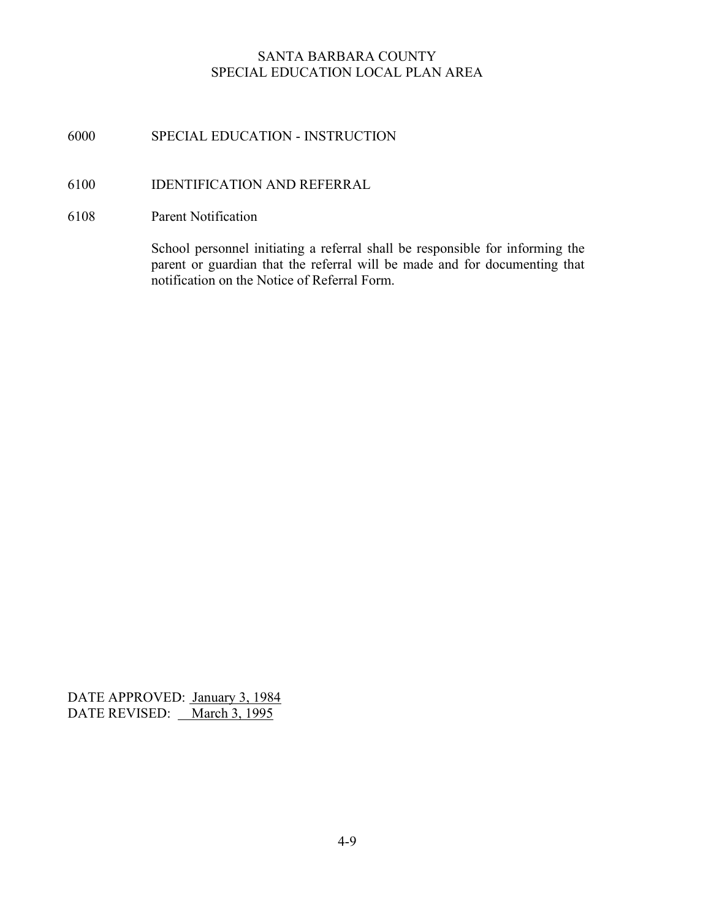SANTA BARBARA COUNTY
SPECIAL EDUCATION LOCAL PLAN AREA

# 6000 SPECIAL EDUCATION - INSTRUCTION

## 6100 IDENTIFICATION AND REFERRAL

### 6108 Parent Notification

School personnel initiating a referral shall be responsible for informing the parent or guardian that the referral will be made and for documenting that notification on the Notice of Referral Form.

DATE APPROVED: January 3, 1984
DATE REVISED: March 3, 1995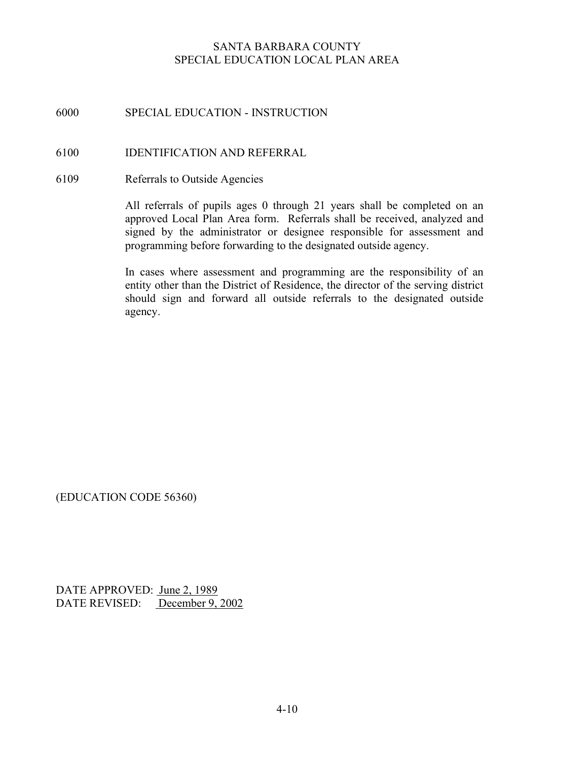SANTA BARBARA COUNTY
SPECIAL EDUCATION LOCAL PLAN AREA

# 6000 SPECIAL EDUCATION - INSTRUCTION

## 6100 IDENTIFICATION AND REFERRAL

### 6109 Referrals to Outside Agencies

All referrals of pupils ages 0 through 21 years shall be completed on an approved Local Plan Area form. Referrals shall be received, analyzed and signed by the administrator or designee responsible for assessment and programming before forwarding to the designated outside agency.

In cases where assessment and programming are the responsibility of an entity other than the District of Residence, the director of the serving district should sign and forward all outside referrals to the designated outside agency.

(EDUCATION CODE 56360)

DATE APPROVED: June 2, 1989
DATE REVISED: December 9, 2002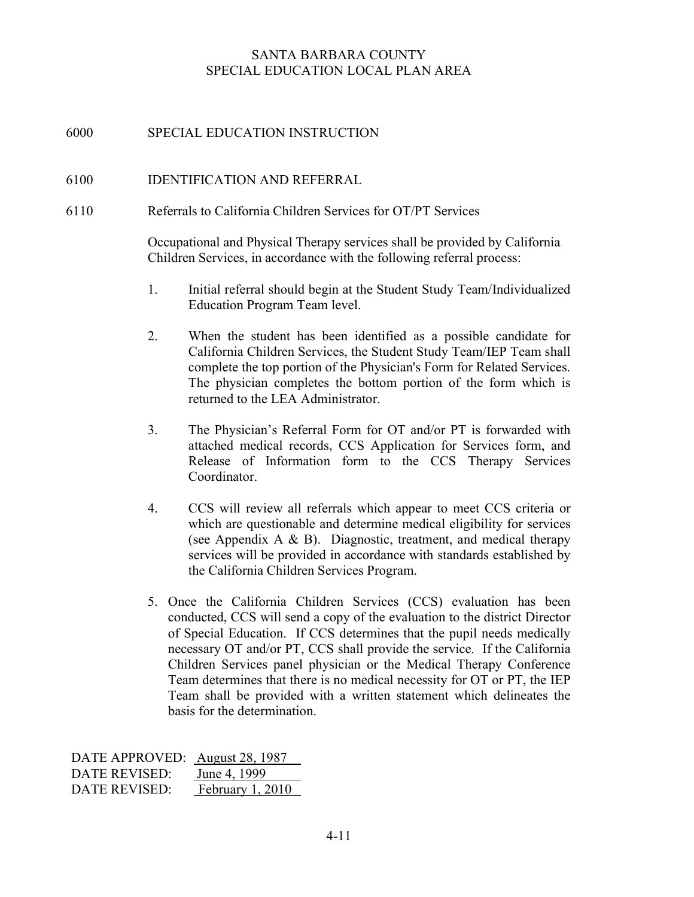SANTA BARBARA COUNTY
SPECIAL EDUCATION LOCAL PLAN AREA

# 6000 SPECIAL EDUCATION INSTRUCTION

## 6100 IDENTIFICATION AND REFERRAL

### 6110 Referrals to California Children Services for OT/PT Services

Occupational and Physical Therapy services shall be provided by California Children Services, in accordance with the following referral process:

1. Initial referral should begin at the Student Study Team/Individualized Education Program Team level.

2. When the student has been identified as a possible candidate for California Children Services, the Student Study Team/IEP Team shall complete the top portion of the Physician's Form for Related Services. The physician completes the bottom portion of the form which is returned to the LEA Administrator.

3. The Physician's Referral Form for OT and/or PT is forwarded with attached medical records, CCS Application for Services form, and Release of Information form to the CCS Therapy Services Coordinator.

4. CCS will review all referrals which appear to meet CCS criteria or which are questionable and determine medical eligibility for services (see Appendix A & B). Diagnostic, treatment, and medical therapy services will be provided in accordance with standards established by the California Children Services Program.

5. Once the California Children Services (CCS) evaluation has been conducted, CCS will send a copy of the evaluation to the district Director of Special Education. If CCS determines that the pupil needs medically necessary OT and/or PT, CCS shall provide the service. If the California Children Services panel physician or the Medical Therapy Conference Team determines that there is no medical necessity for OT or PT, the IEP Team shall be provided with a written statement which delineates the basis for the determination.

DATE APPROVED: August 28, 1987
DATE REVISED: June 4, 1999
DATE REVISED: February 1, 2010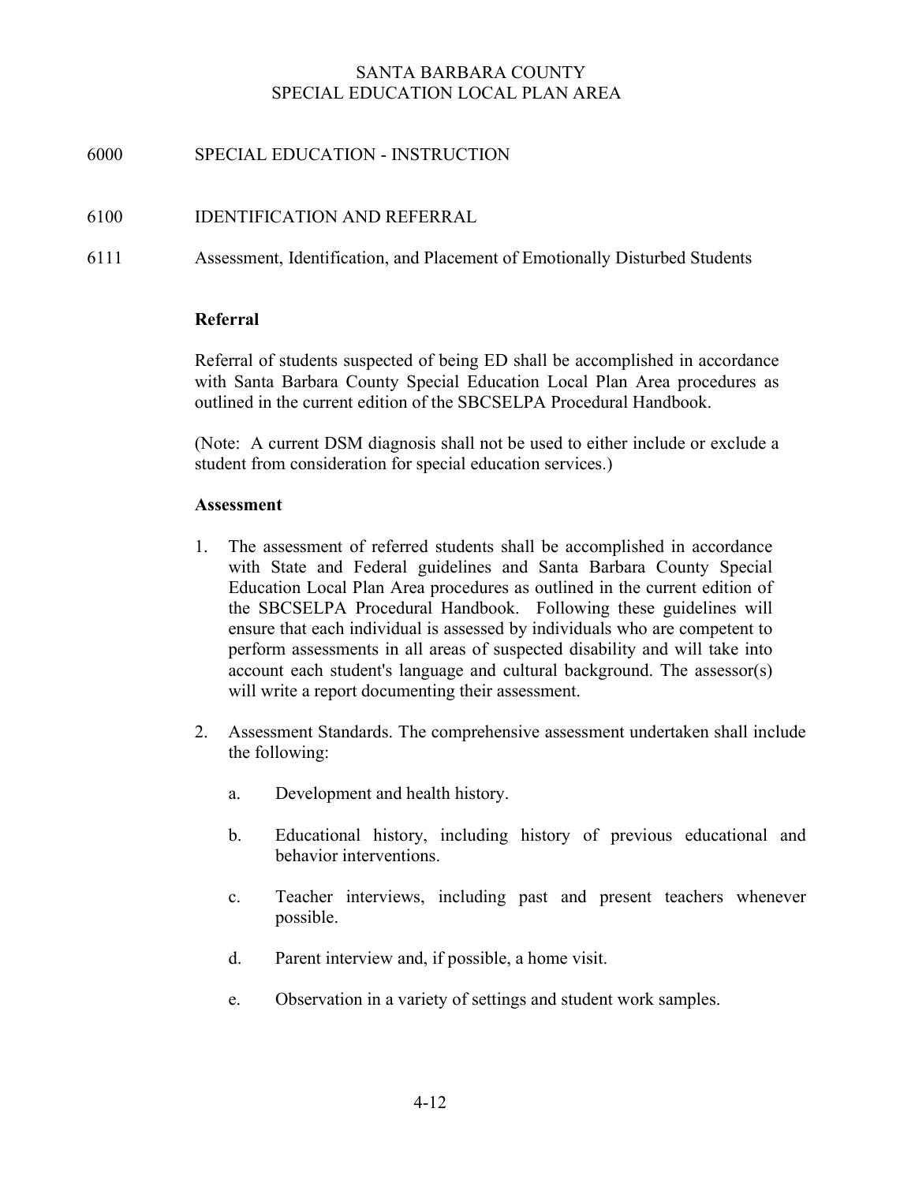SANTA BARBARA COUNTY
SPECIAL EDUCATION LOCAL PLAN AREA

6000 SPECIAL EDUCATION - INSTRUCTION

6100 IDENTIFICATION AND REFERRAL

6111 Assessment, Identification, and Placement of Emotionally Disturbed Students

**Referral**

Referral of students suspected of being ED shall be accomplished in accordance with Santa Barbara County Special Education Local Plan Area procedures as outlined in the current edition of the SBCSELPA Procedural Handbook.

(Note: A current DSM diagnosis shall not be used to either include or exclude a student from consideration for special education services.)

**Assessment**

1. The assessment of referred students shall be accomplished in accordance with State and Federal guidelines and Santa Barbara County Special Education Local Plan Area procedures as outlined in the current edition of the SBCSELPA Procedural Handbook. Following these guidelines will ensure that each individual is assessed by individuals who are competent to perform assessments in all areas of suspected disability and will take into account each student's language and cultural background. The assessor(s) will write a report documenting their assessment.

2. Assessment Standards. The comprehensive assessment undertaken shall include the following:

   a. Development and health history.

   b. Educational history, including history of previous educational and behavior interventions.

   c. Teacher interviews, including past and present teachers whenever possible.

   d. Parent interview and, if possible, a home visit.

   e. Observation in a variety of settings and student work samples.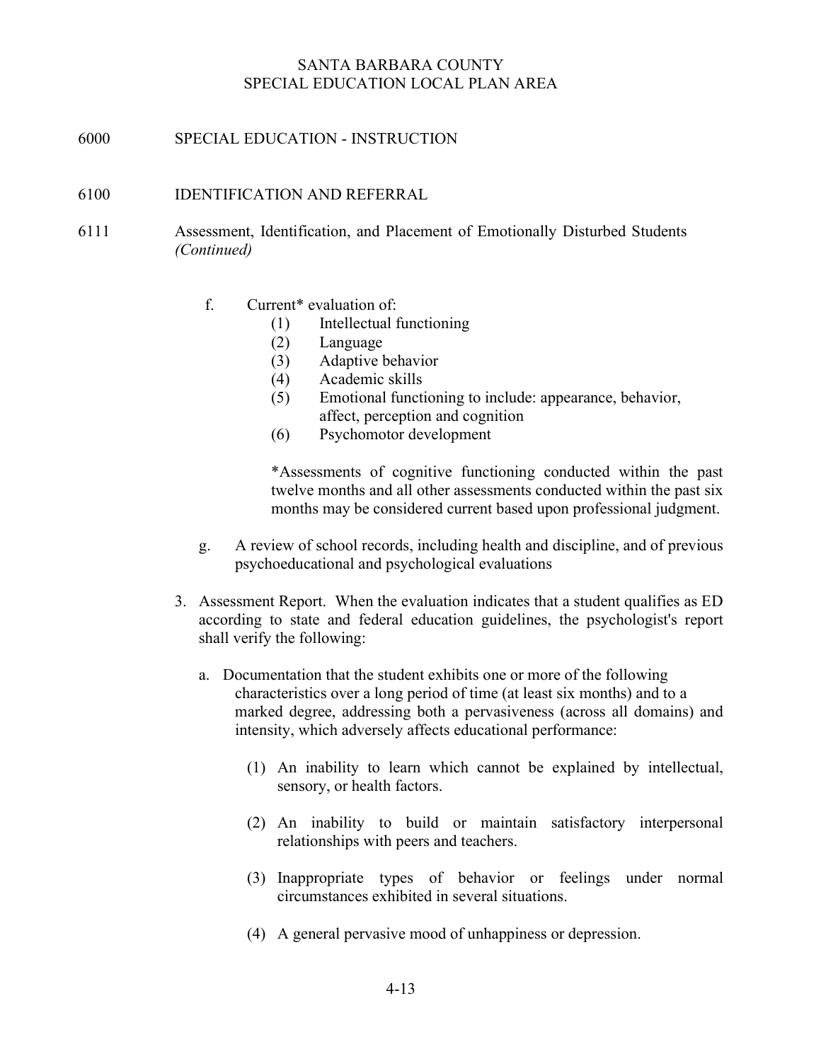SANTA BARBARA COUNTY
SPECIAL EDUCATION LOCAL PLAN AREA

# 6000 SPECIAL EDUCATION - INSTRUCTION

## 6100 IDENTIFICATION AND REFERRAL

### 6111 Assessment, Identification, and Placement of Emotionally Disturbed Students *(Continued)*

f. Current* evaluation of:
   (1) Intellectual functioning
   (2) Language
   (3) Adaptive behavior
   (4) Academic skills
   (5) Emotional functioning to include: appearance, behavior, affect, perception and cognition
   (6) Psychomotor development

   *Assessments of cognitive functioning conducted within the past twelve months and all other assessments conducted within the past six months may be considered current based upon professional judgment.

g. A review of school records, including health and discipline, and of previous psychoeducational and psychological evaluations

3. Assessment Report. When the evaluation indicates that a student qualifies as ED according to state and federal education guidelines, the psychologist's report shall verify the following:

   a. Documentation that the student exhibits one or more of the following characteristics over a long period of time (at least six months) and to a marked degree, addressing both a pervasiveness (across all domains) and intensity, which adversely affects educational performance:

      (1) An inability to learn which cannot be explained by intellectual, sensory, or health factors.

      (2) An inability to build or maintain satisfactory interpersonal relationships with peers and teachers.

      (3) Inappropriate types of behavior or feelings under normal circumstances exhibited in several situations.

      (4) A general pervasive mood of unhappiness or depression.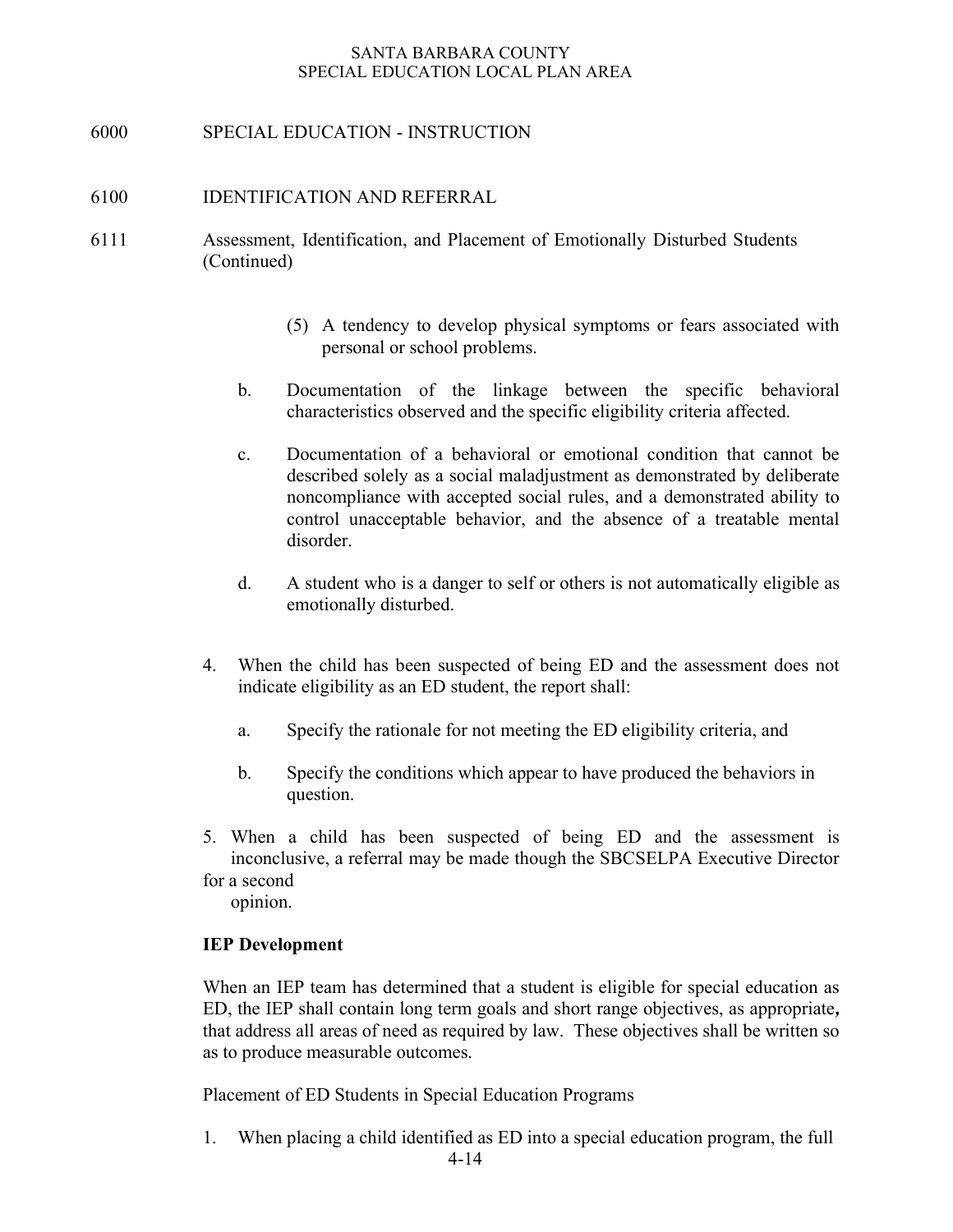SANTA BARBARA COUNTY
SPECIAL EDUCATION LOCAL PLAN AREA

6000 SPECIAL EDUCATION - INSTRUCTION

6100 IDENTIFICATION AND REFERRAL

6111 Assessment, Identification, and Placement of Emotionally Disturbed Students (Continued)

(5) A tendency to develop physical symptoms or fears associated with personal or school problems.

b. Documentation of the linkage between the specific behavioral characteristics observed and the specific eligibility criteria affected.

c. Documentation of a behavioral or emotional condition that cannot be described solely as a social maladjustment as demonstrated by deliberate noncompliance with accepted social rules, and a demonstrated ability to control unacceptable behavior, and the absence of a treatable mental disorder.

d. A student who is a danger to self or others is not automatically eligible as emotionally disturbed.

4. When the child has been suspected of being ED and the assessment does not indicate eligibility as an ED student, the report shall:

   a. Specify the rationale for not meeting the ED eligibility criteria, and

   b. Specify the conditions which appear to have produced the behaviors in question.

5. When a child has been suspected of being ED and the assessment is inconclusive, a referral may be made though the SBCSELPA Executive Director for a second opinion.

**IEP Development**

When an IEP team has determined that a student is eligible for special education as ED, the IEP shall contain long term goals and short range objectives, as appropriate**,** that address all areas of need as required by law. These objectives shall be written so as to produce measurable outcomes.

Placement of ED Students in Special Education Programs

1. When placing a child identified as ED into a special education program, the full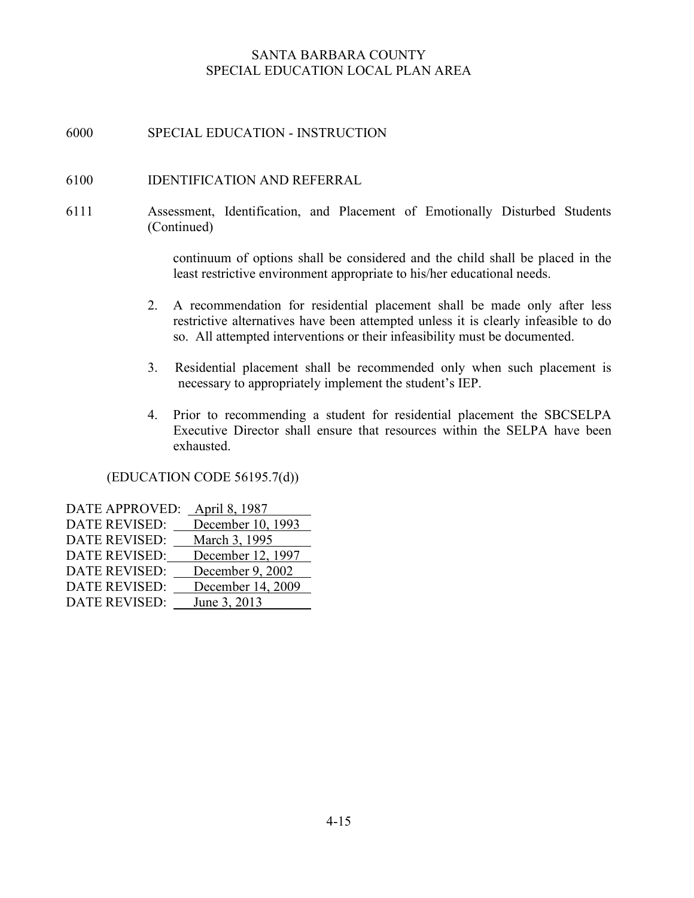SANTA BARBARA COUNTY
SPECIAL EDUCATION LOCAL PLAN AREA

# 6000 SPECIAL EDUCATION - INSTRUCTION

## 6100 IDENTIFICATION AND REFERRAL

### 6111 Assessment, Identification, and Placement of Emotionally Disturbed Students (Continued)

continuum of options shall be considered and the child shall be placed in the least restrictive environment appropriate to his/her educational needs.

2. A recommendation for residential placement shall be made only after less restrictive alternatives have been attempted unless it is clearly infeasible to do so. All attempted interventions or their infeasibility must be documented.

3. Residential placement shall be recommended only when such placement is necessary to appropriately implement the student's IEP.

4. Prior to recommending a student for residential placement the SBCSELPA Executive Director shall ensure that resources within the SELPA have been exhausted.

(EDUCATION CODE 56195.7(d))

DATE APPROVED: April 8, 1987
DATE REVISED: December 10, 1993
DATE REVISED: March 3, 1995
DATE REVISED: December 12, 1997
DATE REVISED: December 9, 2002
DATE REVISED: December 14, 2009
DATE REVISED: June 3, 2013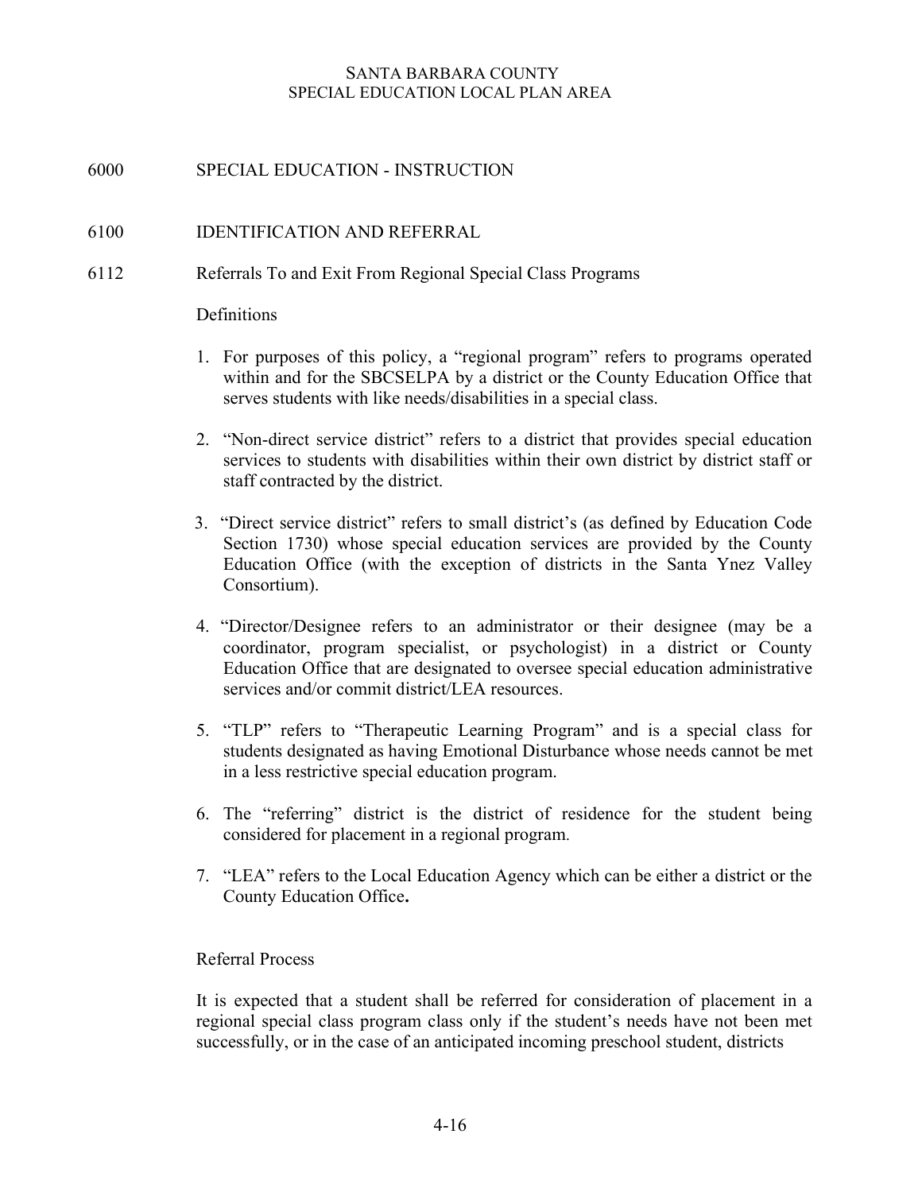SANTA BARBARA COUNTY
SPECIAL EDUCATION LOCAL PLAN AREA

# 6000 SPECIAL EDUCATION - INSTRUCTION

## 6100 IDENTIFICATION AND REFERRAL

### 6112 Referrals To and Exit From Regional Special Class Programs

Definitions

1. For purposes of this policy, a "regional program" refers to programs operated within and for the SBCSELPA by a district or the County Education Office that serves students with like needs/disabilities in a special class.
2. "Non-direct service district" refers to a district that provides special education services to students with disabilities within their own district by district staff or staff contracted by the district.
3. "Direct service district" refers to small district's (as defined by Education Code Section 1730) whose special education services are provided by the County Education Office (with the exception of districts in the Santa Ynez Valley Consortium).
4. "Director/Designee refers to an administrator or their designee (may be a coordinator, program specialist, or psychologist) in a district or County Education Office that are designated to oversee special education administrative services and/or commit district/LEA resources.
5. "TLP" refers to "Therapeutic Learning Program" and is a special class for students designated as having Emotional Disturbance whose needs cannot be met in a less restrictive special education program.
6. The "referring" district is the district of residence for the student being considered for placement in a regional program.
7. "LEA" refers to the Local Education Agency which can be either a district or the County Education Office**.**

Referral Process

It is expected that a student shall be referred for consideration of placement in a regional special class program class only if the student's needs have not been met successfully, or in the case of an anticipated incoming preschool student, districts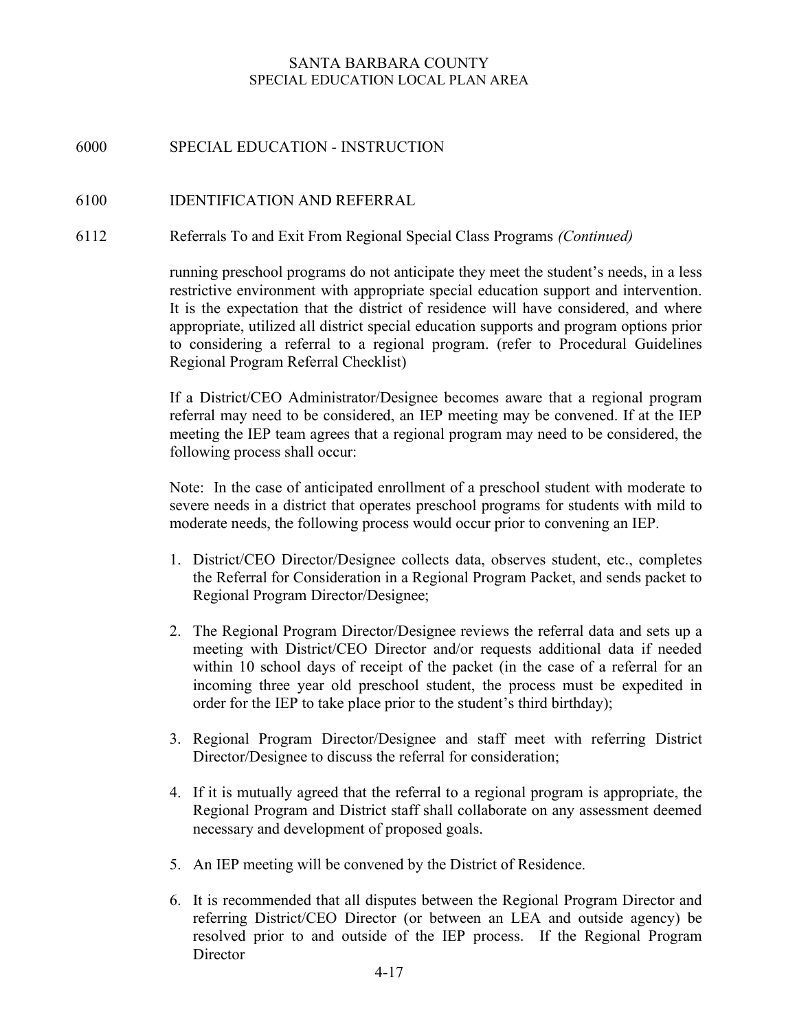SANTA BARBARA COUNTY
SPECIAL EDUCATION LOCAL PLAN AREA

## 6000 SPECIAL EDUCATION - INSTRUCTION

## 6100 IDENTIFICATION AND REFERRAL

### 6112 Referrals To and Exit From Regional Special Class Programs *(Continued)*

running preschool programs do not anticipate they meet the student's needs, in a less restrictive environment with appropriate special education support and intervention. It is the expectation that the district of residence will have considered, and where appropriate, utilized all district special education supports and program options prior to considering a referral to a regional program. (refer to Procedural Guidelines Regional Program Referral Checklist)

If a District/CEO Administrator/Designee becomes aware that a regional program referral may need to be considered, an IEP meeting may be convened. If at the IEP meeting the IEP team agrees that a regional program may need to be considered, the following process shall occur:

Note: In the case of anticipated enrollment of a preschool student with moderate to severe needs in a district that operates preschool programs for students with mild to moderate needs, the following process would occur prior to convening an IEP.

1. District/CEO Director/Designee collects data, observes student, etc., completes the Referral for Consideration in a Regional Program Packet, and sends packet to Regional Program Director/Designee;

2. The Regional Program Director/Designee reviews the referral data and sets up a meeting with District/CEO Director and/or requests additional data if needed within 10 school days of receipt of the packet (in the case of a referral for an incoming three year old preschool student, the process must be expedited in order for the IEP to take place prior to the student's third birthday);

3. Regional Program Director/Designee and staff meet with referring District Director/Designee to discuss the referral for consideration;

4. If it is mutually agreed that the referral to a regional program is appropriate, the Regional Program and District staff shall collaborate on any assessment deemed necessary and development of proposed goals.

5. An IEP meeting will be convened by the District of Residence.

6. It is recommended that all disputes between the Regional Program Director and referring District/CEO Director (or between an LEA and outside agency) be resolved prior to and outside of the IEP process. If the Regional Program Director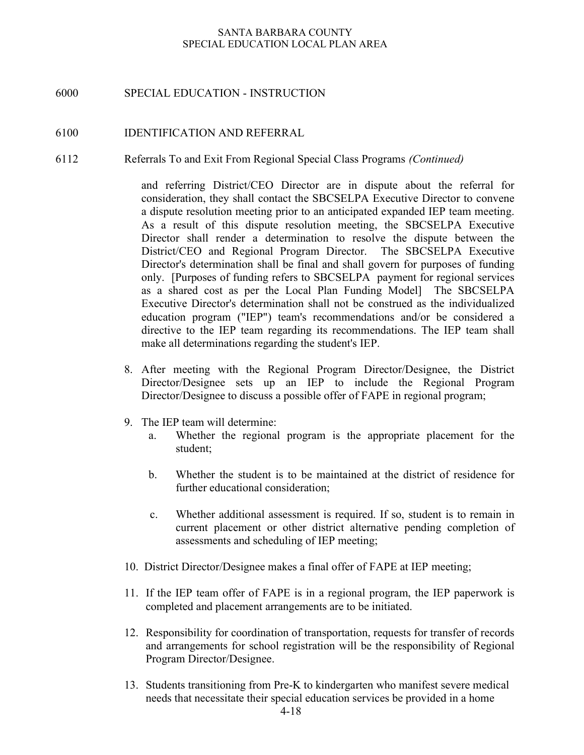6000 SPECIAL EDUCATION - INSTRUCTION

6100 IDENTIFICATION AND REFERRAL

6112 Referrals To and Exit From Regional Special Class Programs *(Continued)*

and referring District/CEO Director are in dispute about the referral for consideration, they shall contact the SBCSELPA Executive Director to convene a dispute resolution meeting prior to an anticipated expanded IEP team meeting. As a result of this dispute resolution meeting, the SBCSELPA Executive Director shall render a determination to resolve the dispute between the District/CEO and Regional Program Director. The SBCSELPA Executive Director's determination shall be final and shall govern for purposes of funding only. [Purposes of funding refers to SBCSELPA payment for regional services as a shared cost as per the Local Plan Funding Model] The SBCSELPA Executive Director's determination shall not be construed as the individualized education program ("IEP") team's recommendations and/or be considered a directive to the IEP team regarding its recommendations. The IEP team shall make all determinations regarding the student's IEP.

8. After meeting with the Regional Program Director/Designee, the District Director/Designee sets up an IEP to include the Regional Program Director/Designee to discuss a possible offer of FAPE in regional program;

9. The IEP team will determine:
   a. Whether the regional program is the appropriate placement for the student;

   b. Whether the student is to be maintained at the district of residence for further educational consideration;

   c. Whether additional assessment is required. If so, student is to remain in current placement or other district alternative pending completion of assessments and scheduling of IEP meeting;

10. District Director/Designee makes a final offer of FAPE at IEP meeting;

11. If the IEP team offer of FAPE is in a regional program, the IEP paperwork is completed and placement arrangements are to be initiated.

12. Responsibility for coordination of transportation, requests for transfer of records and arrangements for school registration will be the responsibility of Regional Program Director/Designee.

13. Students transitioning from Pre-K to kindergarten who manifest severe medical needs that necessitate their special education services be provided in a home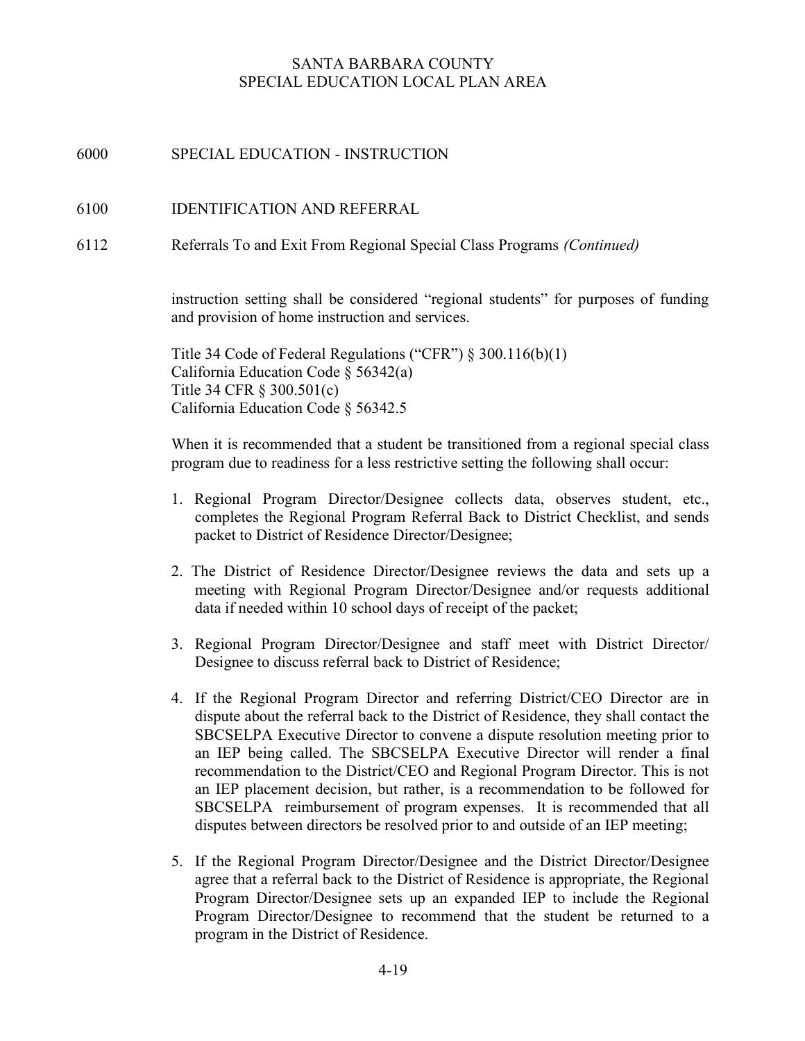SANTA BARBARA COUNTY
SPECIAL EDUCATION LOCAL PLAN AREA

# 6000 SPECIAL EDUCATION - INSTRUCTION

## 6100 IDENTIFICATION AND REFERRAL

### 6112 Referrals To and Exit From Regional Special Class Programs *(Continued)*

instruction setting shall be considered "regional students" for purposes of funding and provision of home instruction and services.

Title 34 Code of Federal Regulations ("CFR") § 300.116(b)(1)
California Education Code § 56342(a)
Title 34 CFR § 300.501(c)
California Education Code § 56342.5

When it is recommended that a student be transitioned from a regional special class program due to readiness for a less restrictive setting the following shall occur:

1. Regional Program Director/Designee collects data, observes student, etc., completes the Regional Program Referral Back to District Checklist, and sends packet to District of Residence Director/Designee;

2. The District of Residence Director/Designee reviews the data and sets up a meeting with Regional Program Director/Designee and/or requests additional data if needed within 10 school days of receipt of the packet;

3. Regional Program Director/Designee and staff meet with District Director/ Designee to discuss referral back to District of Residence;

4. If the Regional Program Director and referring District/CEO Director are in dispute about the referral back to the District of Residence, they shall contact the SBCSELPA Executive Director to convene a dispute resolution meeting prior to an IEP being called. The SBCSELPA Executive Director will render a final recommendation to the District/CEO and Regional Program Director. This is not an IEP placement decision, but rather, is a recommendation to be followed for SBCSELPA reimbursement of program expenses. It is recommended that all disputes between directors be resolved prior to and outside of an IEP meeting;

5. If the Regional Program Director/Designee and the District Director/Designee agree that a referral back to the District of Residence is appropriate, the Regional Program Director/Designee sets up an expanded IEP to include the Regional Program Director/Designee to recommend that the student be returned to a program in the District of Residence.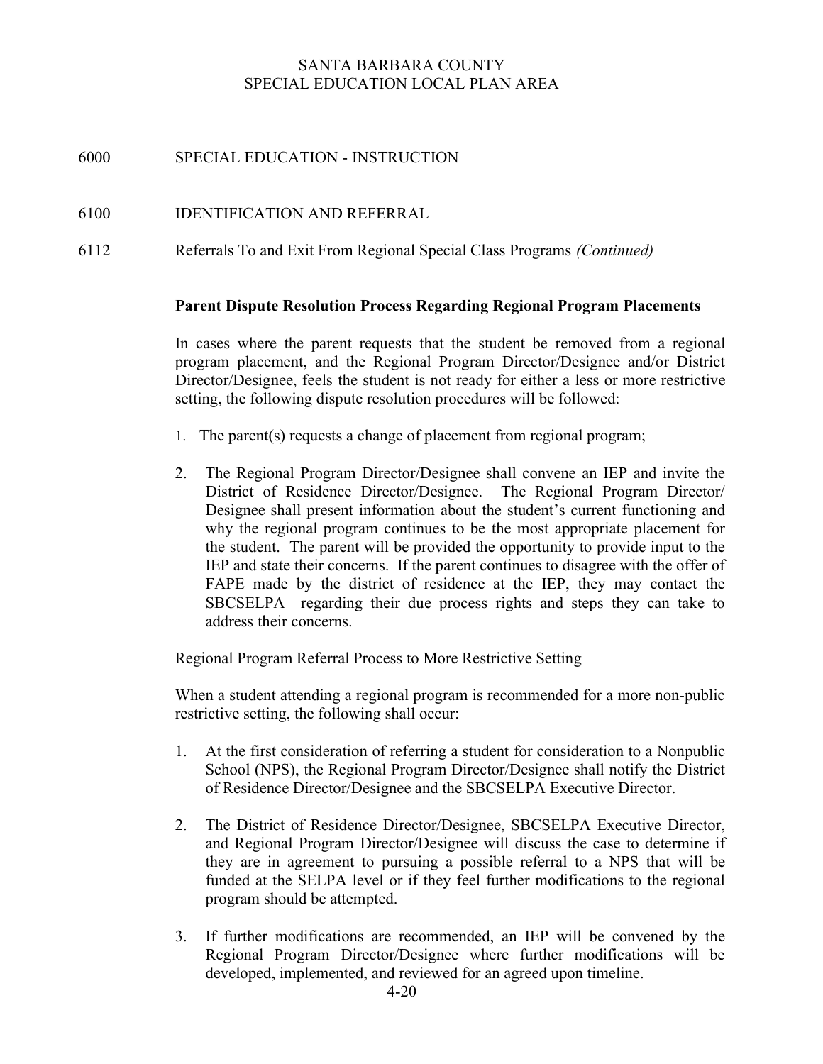SANTA BARBARA COUNTY
SPECIAL EDUCATION LOCAL PLAN AREA

6000 SPECIAL EDUCATION - INSTRUCTION

6100 IDENTIFICATION AND REFERRAL

6112 Referrals To and Exit From Regional Special Class Programs *(Continued)*

**Parent Dispute Resolution Process Regarding Regional Program Placements**

In cases where the parent requests that the student be removed from a regional program placement, and the Regional Program Director/Designee and/or District Director/Designee, feels the student is not ready for either a less or more restrictive setting, the following dispute resolution procedures will be followed:

1. The parent(s) requests a change of placement from regional program;
2. The Regional Program Director/Designee shall convene an IEP and invite the District of Residence Director/Designee. The Regional Program Director/ Designee shall present information about the student's current functioning and why the regional program continues to be the most appropriate placement for the student. The parent will be provided the opportunity to provide input to the IEP and state their concerns. If the parent continues to disagree with the offer of FAPE made by the district of residence at the IEP, they may contact the SBCSELPA regarding their due process rights and steps they can take to address their concerns.

Regional Program Referral Process to More Restrictive Setting

When a student attending a regional program is recommended for a more non-public restrictive setting, the following shall occur:

1. At the first consideration of referring a student for consideration to a Nonpublic School (NPS), the Regional Program Director/Designee shall notify the District of Residence Director/Designee and the SBCSELPA Executive Director.
2. The District of Residence Director/Designee, SBCSELPA Executive Director, and Regional Program Director/Designee will discuss the case to determine if they are in agreement to pursuing a possible referral to a NPS that will be funded at the SELPA level or if they feel further modifications to the regional program should be attempted.
3. If further modifications are recommended, an IEP will be convened by the Regional Program Director/Designee where further modifications will be developed, implemented, and reviewed for an agreed upon timeline.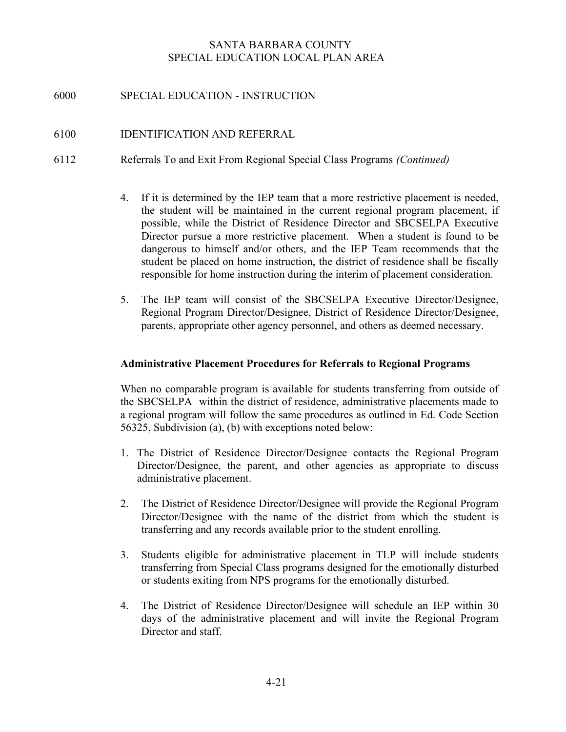6000 SPECIAL EDUCATION - INSTRUCTION

6100 IDENTIFICATION AND REFERRAL

6112 Referrals To and Exit From Regional Special Class Programs *(Continued)*

4. If it is determined by the IEP team that a more restrictive placement is needed, the student will be maintained in the current regional program placement, if possible, while the District of Residence Director and SBCSELPA Executive Director pursue a more restrictive placement. When a student is found to be dangerous to himself and/or others, and the IEP Team recommends that the student be placed on home instruction, the district of residence shall be fiscally responsible for home instruction during the interim of placement consideration.

5. The IEP team will consist of the SBCSELPA Executive Director/Designee, Regional Program Director/Designee, District of Residence Director/Designee, parents, appropriate other agency personnel, and others as deemed necessary.

**Administrative Placement Procedures for Referrals to Regional Programs**

When no comparable program is available for students transferring from outside of the SBCSELPA within the district of residence, administrative placements made to a regional program will follow the same procedures as outlined in Ed. Code Section 56325, Subdivision (a), (b) with exceptions noted below:

1. The District of Residence Director/Designee contacts the Regional Program Director/Designee, the parent, and other agencies as appropriate to discuss administrative placement.

2. The District of Residence Director/Designee will provide the Regional Program Director/Designee with the name of the district from which the student is transferring and any records available prior to the student enrolling.

3. Students eligible for administrative placement in TLP will include students transferring from Special Class programs designed for the emotionally disturbed or students exiting from NPS programs for the emotionally disturbed.

4. The District of Residence Director/Designee will schedule an IEP within 30 days of the administrative placement and will invite the Regional Program Director and staff.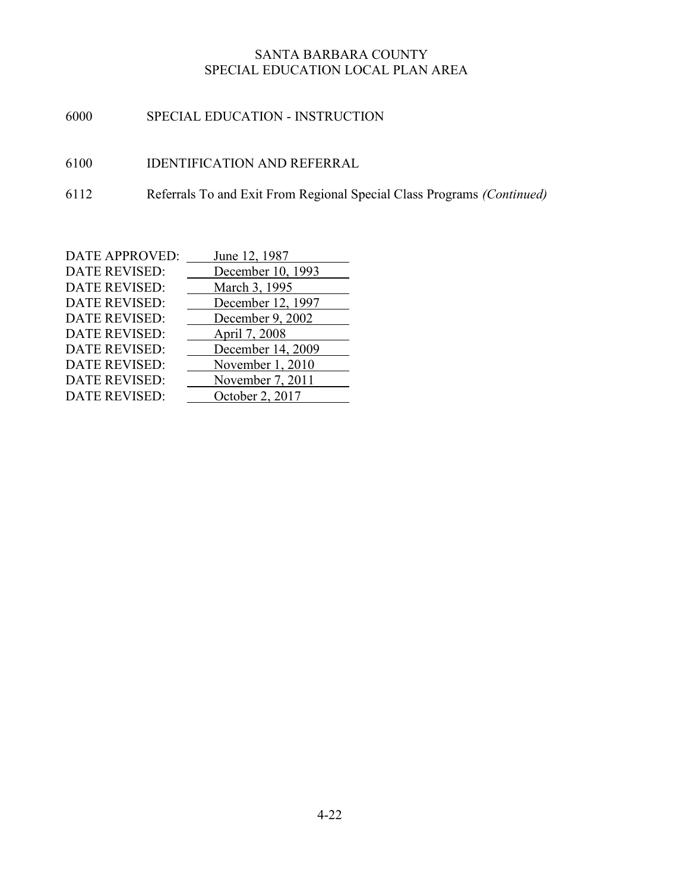SANTA BARBARA COUNTY
SPECIAL EDUCATION LOCAL PLAN AREA

6000 SPECIAL EDUCATION - INSTRUCTION

6100 IDENTIFICATION AND REFERRAL

6112 Referrals To and Exit From Regional Special Class Programs *(Continued)*

| | |
|---|---|
| DATE APPROVED: | June 12, 1987 |
| DATE REVISED: | December 10, 1993 |
| DATE REVISED: | March 3, 1995 |
| DATE REVISED: | December 12, 1997 |
| DATE REVISED: | December 9, 2002 |
| DATE REVISED: | April 7, 2008 |
| DATE REVISED: | December 14, 2009 |
| DATE REVISED: | November 1, 2010 |
| DATE REVISED: | November 7, 2011 |
| DATE REVISED: | October 2, 2017 |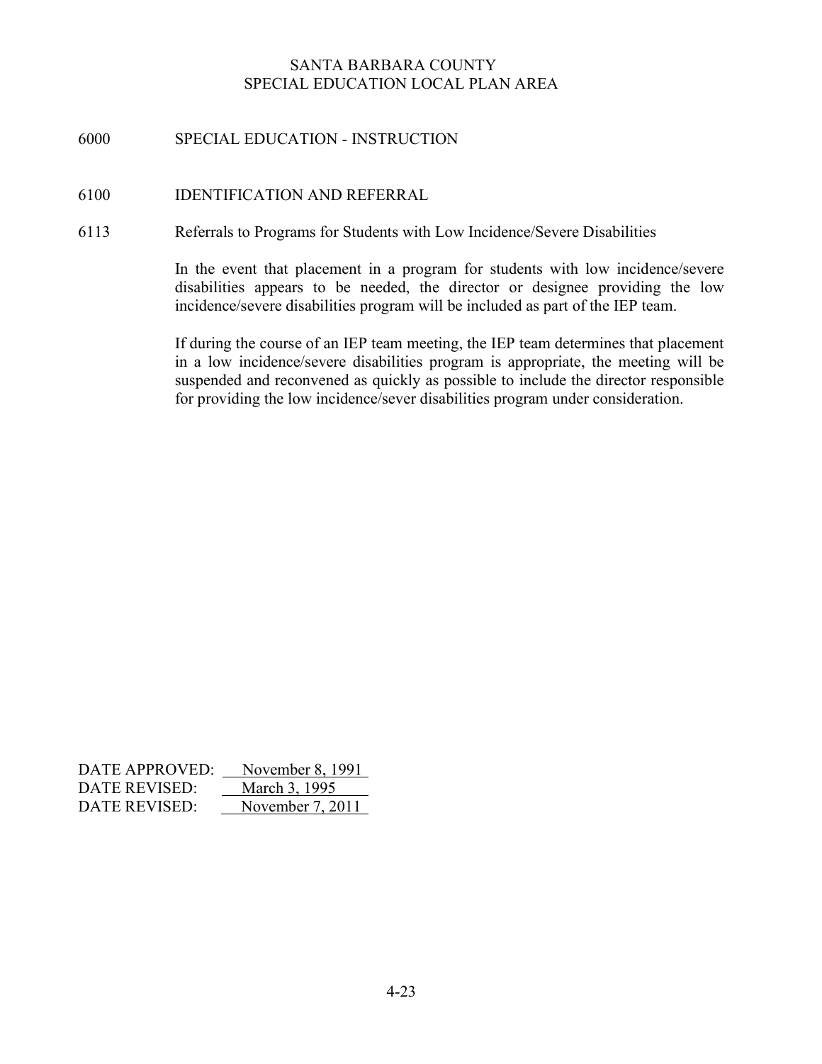SANTA BARBARA COUNTY
SPECIAL EDUCATION LOCAL PLAN AREA

# 6000 SPECIAL EDUCATION - INSTRUCTION

## 6100 IDENTIFICATION AND REFERRAL

### 6113 Referrals to Programs for Students with Low Incidence/Severe Disabilities

In the event that placement in a program for students with low incidence/severe disabilities appears to be needed, the director or designee providing the low incidence/severe disabilities program will be included as part of the IEP team.

If during the course of an IEP team meeting, the IEP team determines that placement in a low incidence/severe disabilities program is appropriate, the meeting will be suspended and reconvened as quickly as possible to include the director responsible for providing the low incidence/sever disabilities program under consideration.

DATE APPROVED: November 8, 1991
DATE REVISED: March 3, 1995
DATE REVISED: November 7, 2011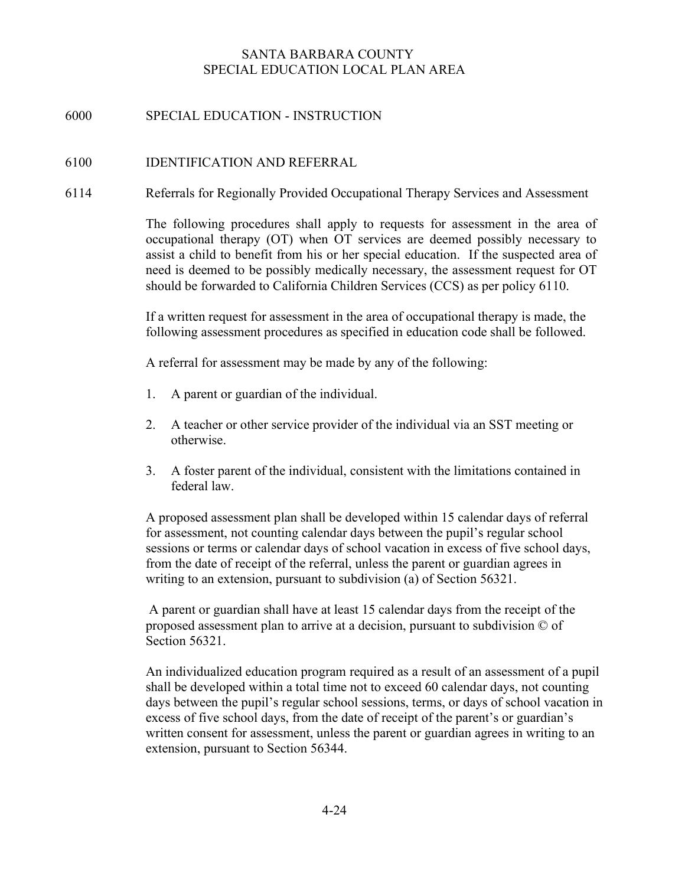SANTA BARBARA COUNTY
SPECIAL EDUCATION LOCAL PLAN AREA

## 6000 SPECIAL EDUCATION - INSTRUCTION

### 6100 IDENTIFICATION AND REFERRAL

#### 6114 Referrals for Regionally Provided Occupational Therapy Services and Assessment

The following procedures shall apply to requests for assessment in the area of occupational therapy (OT) when OT services are deemed possibly necessary to assist a child to benefit from his or her special education. If the suspected area of need is deemed to be possibly medically necessary, the assessment request for OT should be forwarded to California Children Services (CCS) as per policy 6110.

If a written request for assessment in the area of occupational therapy is made, the following assessment procedures as specified in education code shall be followed.

A referral for assessment may be made by any of the following:

1. A parent or guardian of the individual.
2. A teacher or other service provider of the individual via an SST meeting or otherwise.
3. A foster parent of the individual, consistent with the limitations contained in federal law.

A proposed assessment plan shall be developed within 15 calendar days of referral for assessment, not counting calendar days between the pupil's regular school sessions or terms or calendar days of school vacation in excess of five school days, from the date of receipt of the referral, unless the parent or guardian agrees in writing to an extension, pursuant to subdivision (a) of Section 56321.

A parent or guardian shall have at least 15 calendar days from the receipt of the proposed assessment plan to arrive at a decision, pursuant to subdivision © of Section 56321.

An individualized education program required as a result of an assessment of a pupil shall be developed within a total time not to exceed 60 calendar days, not counting days between the pupil's regular school sessions, terms, or days of school vacation in excess of five school days, from the date of receipt of the parent's or guardian's written consent for assessment, unless the parent or guardian agrees in writing to an extension, pursuant to Section 56344.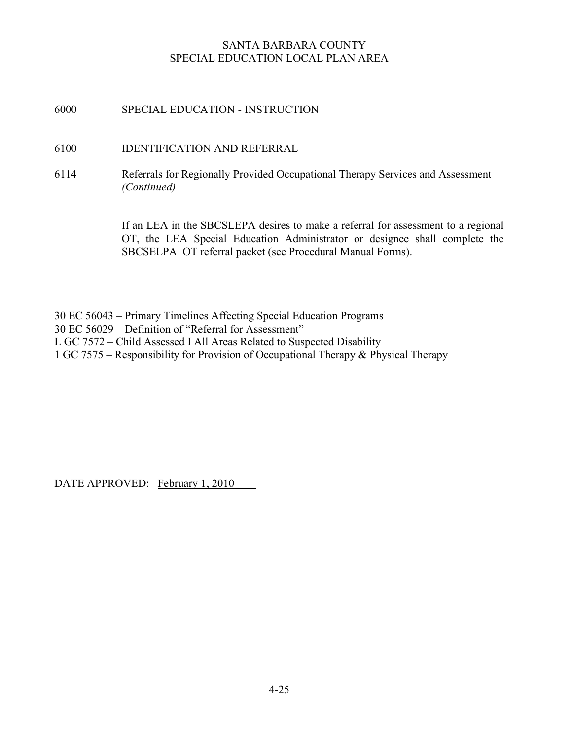SANTA BARBARA COUNTY
SPECIAL EDUCATION LOCAL PLAN AREA

6000 SPECIAL EDUCATION - INSTRUCTION

6100 IDENTIFICATION AND REFERRAL

6114 Referrals for Regionally Provided Occupational Therapy Services and Assessment *(Continued)*

If an LEA in the SBCSLEPA desires to make a referral for assessment to a regional OT, the LEA Special Education Administrator or designee shall complete the SBCSELPA OT referral packet (see Procedural Manual Forms).

30 EC 56043 – Primary Timelines Affecting Special Education Programs
30 EC 56029 – Definition of "Referral for Assessment"
L GC 7572 – Child Assessed I All Areas Related to Suspected Disability
1 GC 7575 – Responsibility for Provision of Occupational Therapy & Physical Therapy

DATE APPROVED: February 1, 2010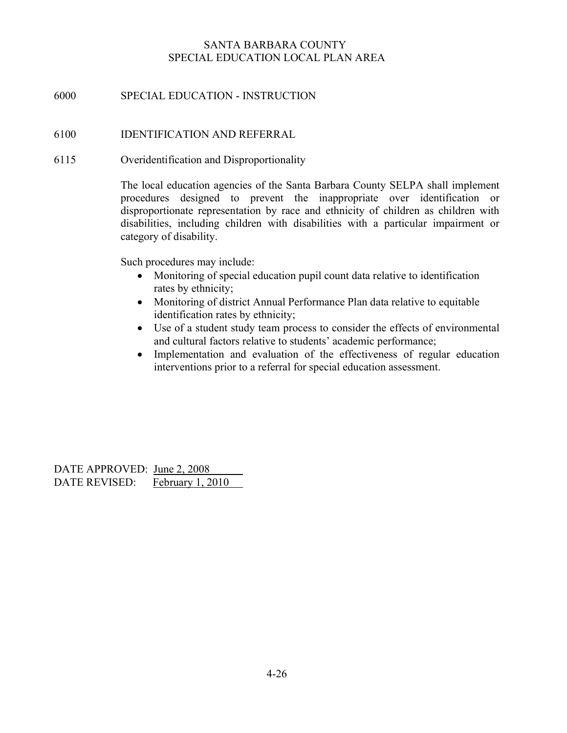SANTA BARBARA COUNTY
SPECIAL EDUCATION LOCAL PLAN AREA

# 6000 SPECIAL EDUCATION - INSTRUCTION

## 6100 IDENTIFICATION AND REFERRAL

### 6115 Overidentification and Disproportionality

The local education agencies of the Santa Barbara County SELPA shall implement procedures designed to prevent the inappropriate over identification or disproportionate representation by race and ethnicity of children as children with disabilities, including children with disabilities with a particular impairment or category of disability.

Such procedures may include:

- Monitoring of special education pupil count data relative to identification rates by ethnicity;
- Monitoring of district Annual Performance Plan data relative to equitable identification rates by ethnicity;
- Use of a student study team process to consider the effects of environmental and cultural factors relative to students' academic performance;
- Implementation and evaluation of the effectiveness of regular education interventions prior to a referral for special education assessment.

DATE APPROVED: June 2, 2008
DATE REVISED: February 1, 2010